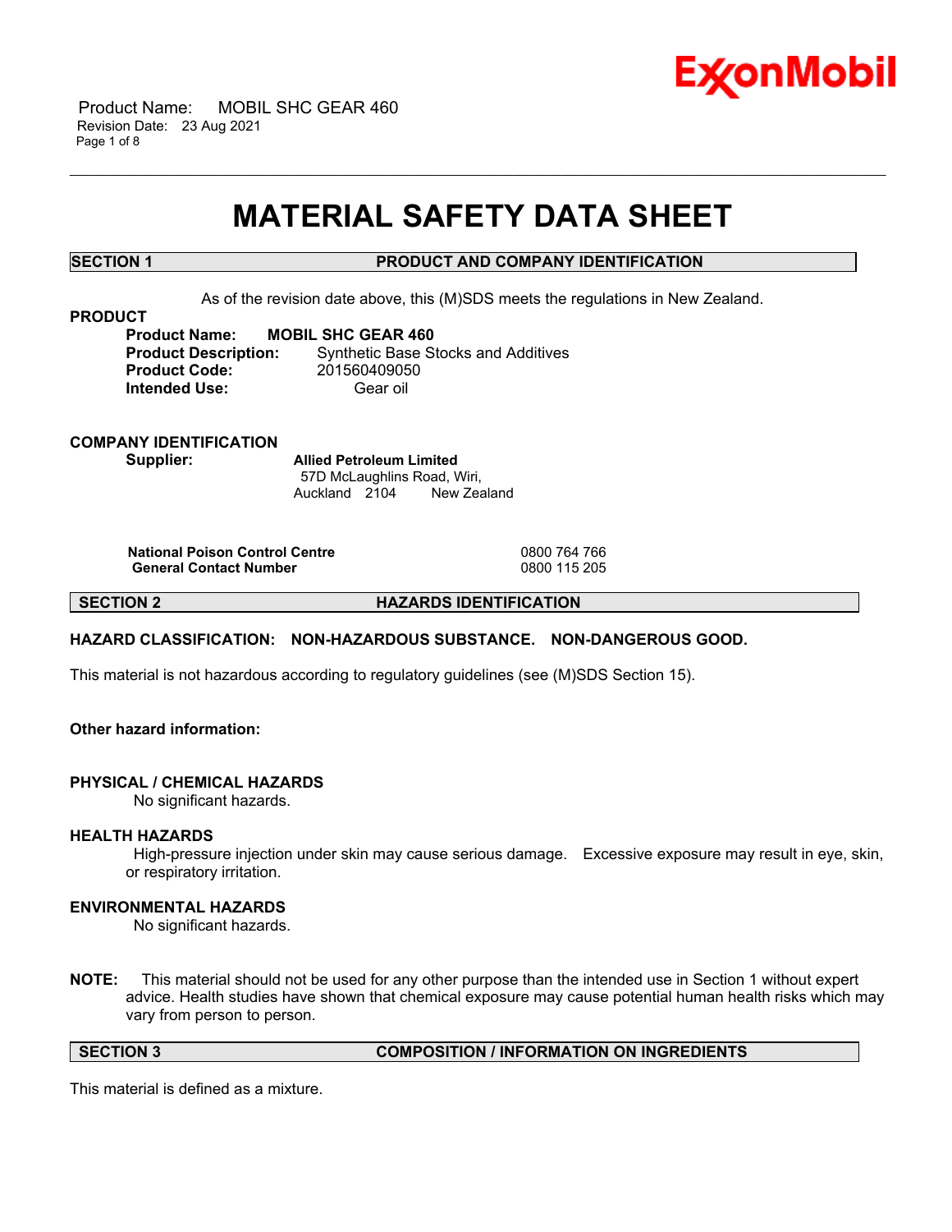# MATERIAL SAFETY DATA SHEET

## SECTION 1 PRODUCT AND COMPANY IDENTIFICATION

As of the revision date above, this (M)SDS meets the regulations in New Zealand.

**PRODUCT**

**Product Name:** **MOBIL SHC GEAR 460**
**Product Description:** Synthetic Base Stocks and Additives
**Product Code:** 201560409050
**Intended Use:** Gear oil

**COMPANY IDENTIFICATION**

**Supplier:** **Allied Petroleum Limited**
57D McLaughlins Road, Wiri,
Auckland 2104 New Zealand

| | |
|---|---|
| **National Poison Control Centre** | 0800 764 766 |
| **General Contact Number** | 0800 115 205 |

## SECTION 2 HAZARDS IDENTIFICATION

**HAZARD CLASSIFICATION: NON-HAZARDOUS SUBSTANCE. NON-DANGEROUS GOOD.**

This material is not hazardous according to regulatory guidelines (see (M)SDS Section 15).

**Other hazard information:**

**PHYSICAL / CHEMICAL HAZARDS**

No significant hazards.

**HEALTH HAZARDS**

High-pressure injection under skin may cause serious damage. Excessive exposure may result in eye, skin, or respiratory irritation.

**ENVIRONMENTAL HAZARDS**

No significant hazards.

**NOTE:** This material should not be used for any other purpose than the intended use in Section 1 without expert advice. Health studies have shown that chemical exposure may cause potential human health risks which may vary from person to person.

## SECTION 3 COMPOSITION / INFORMATION ON INGREDIENTS

This material is defined as a mixture.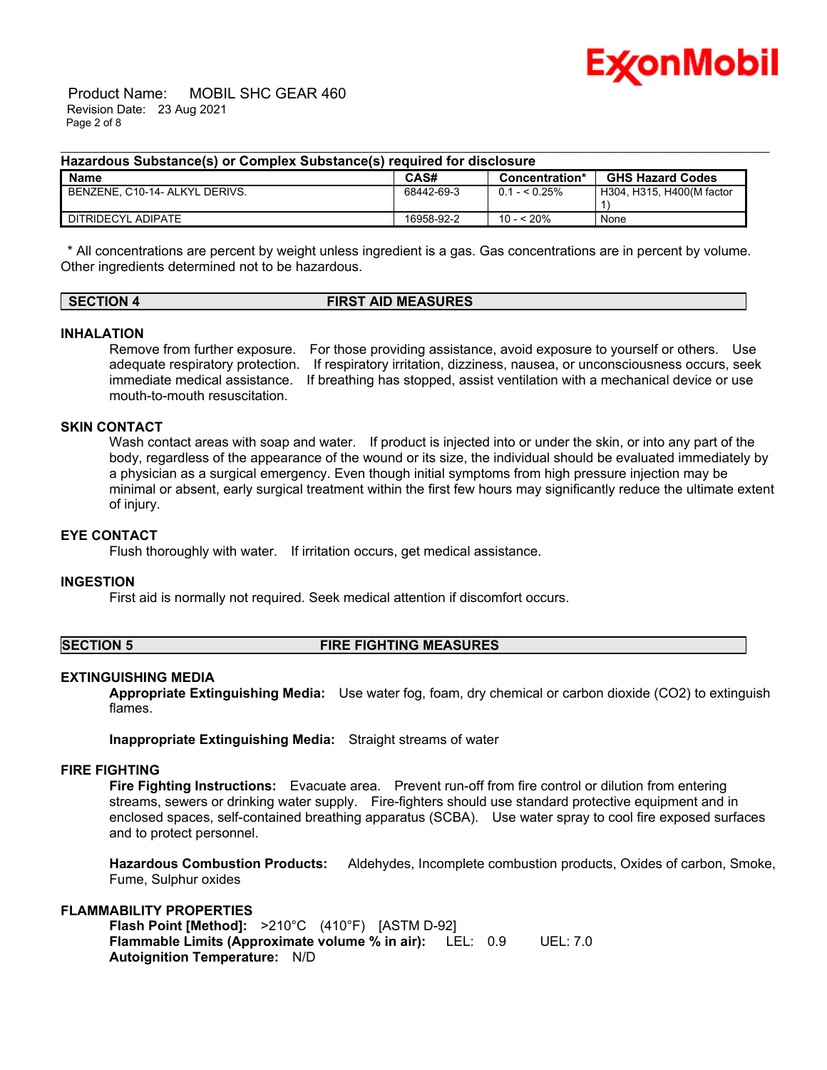### Hazardous Substance(s) or Complex Substance(s) required for disclosure

| Name | CAS# | Concentration* | GHS Hazard Codes |
|---|---|---|---|
| BENZENE, C10-14- ALKYL DERIVS. | 68442-69-3 | 0.1 - < 0.25% | H304, H315, H400(M factor 1) |
| DITRIDECYL ADIPATE | 16958-92-2 | 10 - < 20% | None |

\* All concentrations are percent by weight unless ingredient is a gas. Gas concentrations are in percent by volume. Other ingredients determined not to be hazardous.

## SECTION 4 FIRST AID MEASURES

### INHALATION

Remove from further exposure. For those providing assistance, avoid exposure to yourself or others. Use adequate respiratory protection. If respiratory irritation, dizziness, nausea, or unconsciousness occurs, seek immediate medical assistance. If breathing has stopped, assist ventilation with a mechanical device or use mouth-to-mouth resuscitation.

### SKIN CONTACT

Wash contact areas with soap and water. If product is injected into or under the skin, or into any part of the body, regardless of the appearance of the wound or its size, the individual should be evaluated immediately by a physician as a surgical emergency. Even though initial symptoms from high pressure injection may be minimal or absent, early surgical treatment within the first few hours may significantly reduce the ultimate extent of injury.

### EYE CONTACT

Flush thoroughly with water. If irritation occurs, get medical assistance.

### INGESTION

First aid is normally not required. Seek medical attention if discomfort occurs.

## SECTION 5 FIRE FIGHTING MEASURES

### EXTINGUISHING MEDIA

**Appropriate Extinguishing Media:** Use water fog, foam, dry chemical or carbon dioxide ($CO_2$) to extinguish flames.

**Inappropriate Extinguishing Media:** Straight streams of water

### FIRE FIGHTING

**Fire Fighting Instructions:** Evacuate area. Prevent run-off from fire control or dilution from entering streams, sewers or drinking water supply. Fire-fighters should use standard protective equipment and in enclosed spaces, self-contained breathing apparatus (SCBA). Use water spray to cool fire exposed surfaces and to protect personnel.

**Hazardous Combustion Products:** Aldehydes, Incomplete combustion products, Oxides of carbon, Smoke, Fume, Sulphur oxides

### FLAMMABILITY PROPERTIES

**Flash Point [Method]:** >210°C (410°F) [ASTM D-92]
**Flammable Limits (Approximate volume % in air):** LEL: 0.9 UEL: 7.0
**Autoignition Temperature:** N/D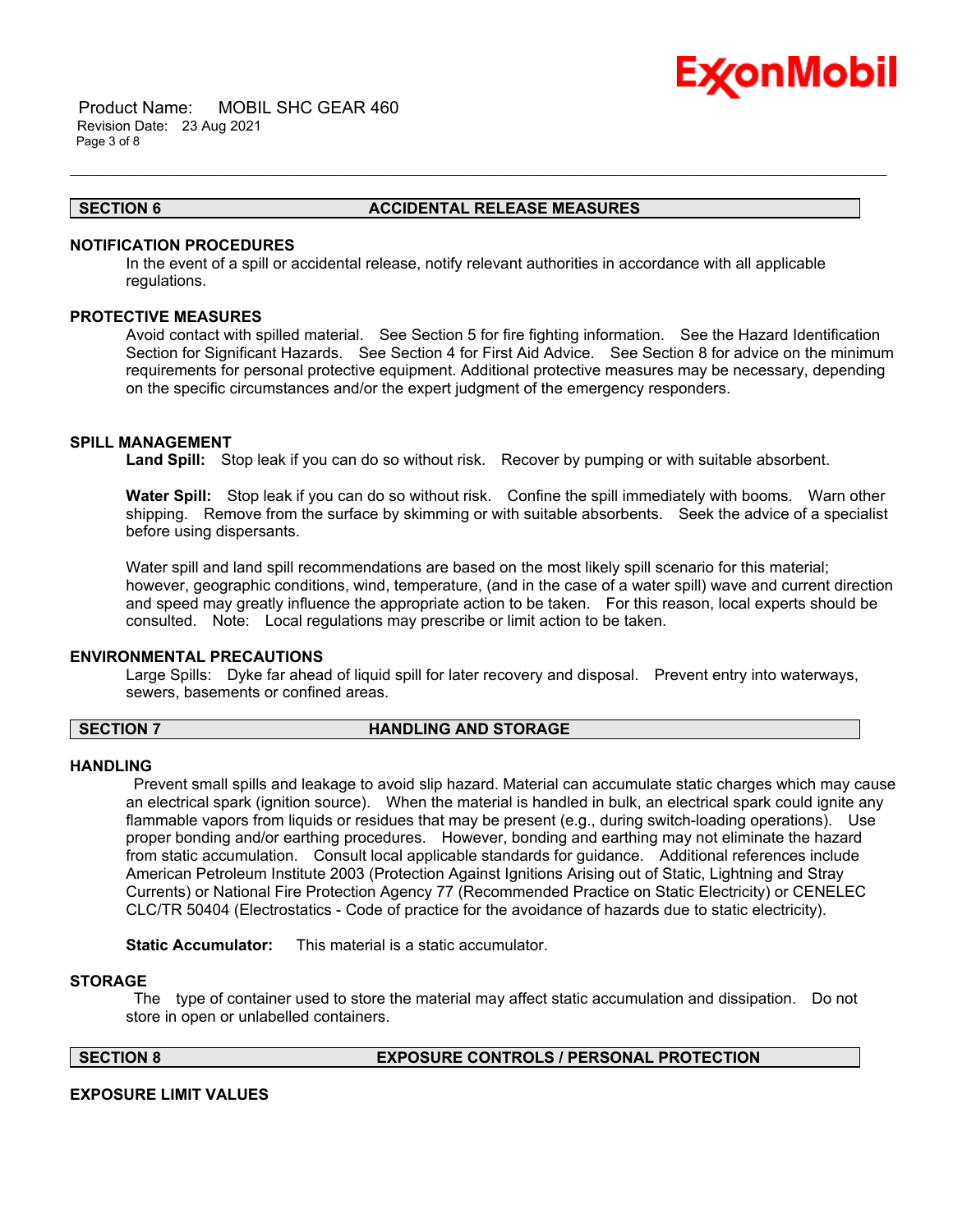## SECTION 6 ACCIDENTAL RELEASE MEASURES

### NOTIFICATION PROCEDURES

In the event of a spill or accidental release, notify relevant authorities in accordance with all applicable regulations.

### PROTECTIVE MEASURES

Avoid contact with spilled material. See Section 5 for fire fighting information. See the Hazard Identification Section for Significant Hazards. See Section 4 for First Aid Advice. See Section 8 for advice on the minimum requirements for personal protective equipment. Additional protective measures may be necessary, depending on the specific circumstances and/or the expert judgment of the emergency responders.

### SPILL MANAGEMENT

**Land Spill:** Stop leak if you can do so without risk. Recover by pumping or with suitable absorbent.

**Water Spill:** Stop leak if you can do so without risk. Confine the spill immediately with booms. Warn other shipping. Remove from the surface by skimming or with suitable absorbents. Seek the advice of a specialist before using dispersants.

Water spill and land spill recommendations are based on the most likely spill scenario for this material; however, geographic conditions, wind, temperature, (and in the case of a water spill) wave and current direction and speed may greatly influence the appropriate action to be taken. For this reason, local experts should be consulted. Note: Local regulations may prescribe or limit action to be taken.

### ENVIRONMENTAL PRECAUTIONS

Large Spills: Dyke far ahead of liquid spill for later recovery and disposal. Prevent entry into waterways, sewers, basements or confined areas.

## SECTION 7 HANDLING AND STORAGE

### HANDLING

Prevent small spills and leakage to avoid slip hazard. Material can accumulate static charges which may cause an electrical spark (ignition source). When the material is handled in bulk, an electrical spark could ignite any flammable vapors from liquids or residues that may be present (e.g., during switch-loading operations). Use proper bonding and/or earthing procedures. However, bonding and earthing may not eliminate the hazard from static accumulation. Consult local applicable standards for guidance. Additional references include American Petroleum Institute 2003 (Protection Against Ignitions Arising out of Static, Lightning and Stray Currents) or National Fire Protection Agency 77 (Recommended Practice on Static Electricity) or CENELEC CLC/TR 50404 (Electrostatics - Code of practice for the avoidance of hazards due to static electricity).

**Static Accumulator:** This material is a static accumulator.

### STORAGE

The type of container used to store the material may affect static accumulation and dissipation. Do not store in open or unlabelled containers.

## SECTION 8 EXPOSURE CONTROLS / PERSONAL PROTECTION

### EXPOSURE LIMIT VALUES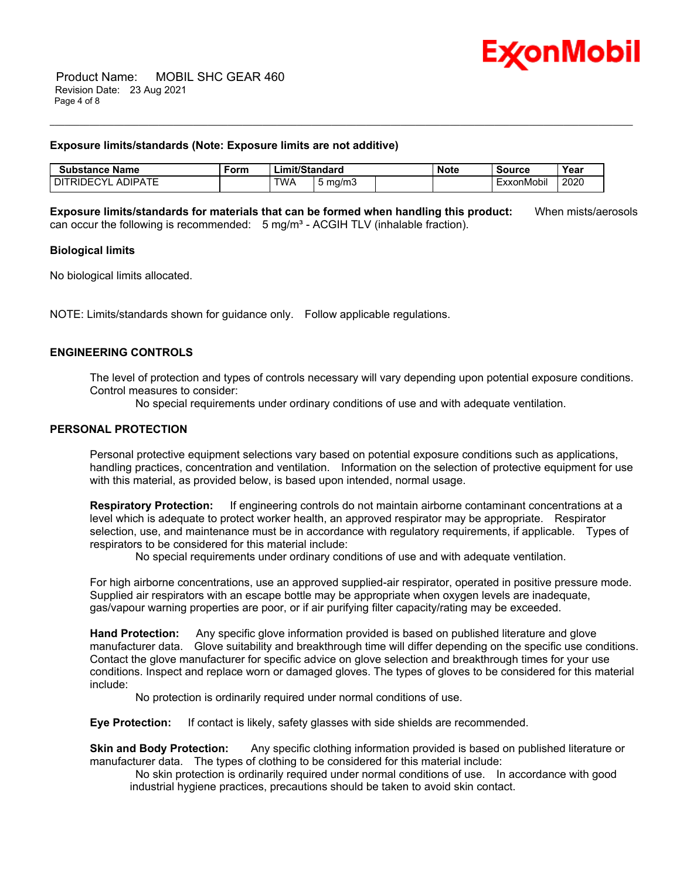**Exposure limits/standards (Note: Exposure limits are not additive)**

| Substance Name | Form | Limit/Standard | | | Note | Source | Year |
|---|---|---|---|---|---|---|---|
| DITRIDECYL ADIPATE | | TWA | 5 mg/m3 | | | ExxonMobil | 2020 |

**Exposure limits/standards for materials that can be formed when handling this product:** When mists/aerosols can occur the following is recommended: 5 mg/m³ - ACGIH TLV (inhalable fraction).

**Biological limits**

No biological limits allocated.

NOTE: Limits/standards shown for guidance only. Follow applicable regulations.

## ENGINEERING CONTROLS

The level of protection and types of controls necessary will vary depending upon potential exposure conditions. Control measures to consider:

No special requirements under ordinary conditions of use and with adequate ventilation.

## PERSONAL PROTECTION

Personal protective equipment selections vary based on potential exposure conditions such as applications, handling practices, concentration and ventilation. Information on the selection of protective equipment for use with this material, as provided below, is based upon intended, normal usage.

**Respiratory Protection:** If engineering controls do not maintain airborne contaminant concentrations at a level which is adequate to protect worker health, an approved respirator may be appropriate. Respirator selection, use, and maintenance must be in accordance with regulatory requirements, if applicable. Types of respirators to be considered for this material include:

No special requirements under ordinary conditions of use and with adequate ventilation.

For high airborne concentrations, use an approved supplied-air respirator, operated in positive pressure mode. Supplied air respirators with an escape bottle may be appropriate when oxygen levels are inadequate, gas/vapour warning properties are poor, or if air purifying filter capacity/rating may be exceeded.

**Hand Protection:** Any specific glove information provided is based on published literature and glove manufacturer data. Glove suitability and breakthrough time will differ depending on the specific use conditions. Contact the glove manufacturer for specific advice on glove selection and breakthrough times for your use conditions. Inspect and replace worn or damaged gloves. The types of gloves to be considered for this material include:

No protection is ordinarily required under normal conditions of use.

**Eye Protection:** If contact is likely, safety glasses with side shields are recommended.

**Skin and Body Protection:** Any specific clothing information provided is based on published literature or manufacturer data. The types of clothing to be considered for this material include:

No skin protection is ordinarily required under normal conditions of use. In accordance with good industrial hygiene practices, precautions should be taken to avoid skin contact.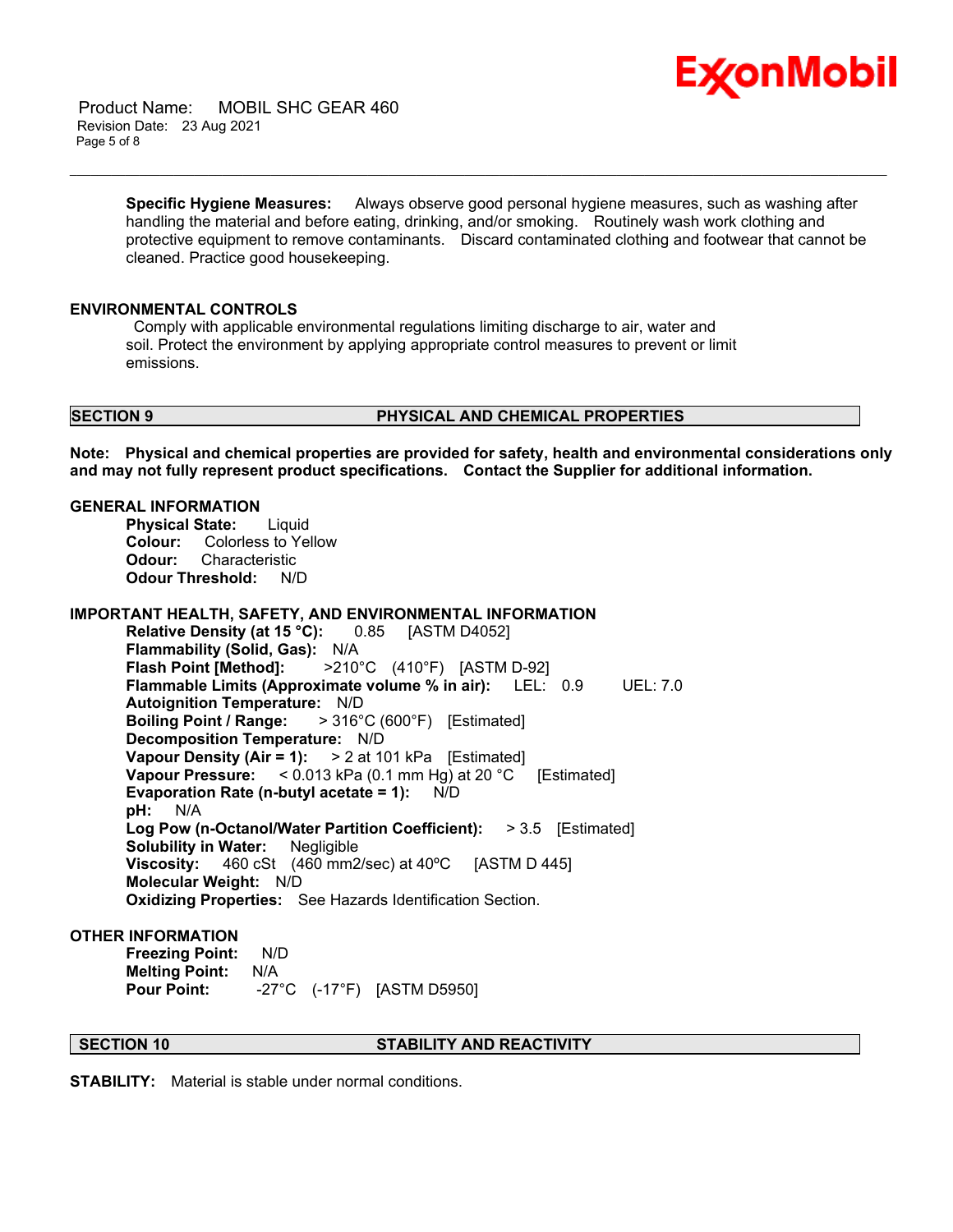**Specific Hygiene Measures:** Always observe good personal hygiene measures, such as washing after handling the material and before eating, drinking, and/or smoking. Routinely wash work clothing and protective equipment to remove contaminants. Discard contaminated clothing and footwear that cannot be cleaned. Practice good housekeeping.

**ENVIRONMENTAL CONTROLS**

Comply with applicable environmental regulations limiting discharge to air, water and soil. Protect the environment by applying appropriate control measures to prevent or limit emissions.

## SECTION 9 PHYSICAL AND CHEMICAL PROPERTIES

**Note: Physical and chemical properties are provided for safety, health and environmental considerations only and may not fully represent product specifications. Contact the Supplier for additional information.**

**GENERAL INFORMATION**

**Physical State:** Liquid
**Colour:** Colorless to Yellow
**Odour:** Characteristic
**Odour Threshold:** N/D

**IMPORTANT HEALTH, SAFETY, AND ENVIRONMENTAL INFORMATION**

**Relative Density (at 15 °C):** 0.85 [ASTM D4052]
**Flammability (Solid, Gas):** N/A
**Flash Point [Method]:** >210°C (410°F) [ASTM D-92]
**Flammable Limits (Approximate volume % in air):** LEL: 0.9 UEL: 7.0
**Autoignition Temperature:** N/D
**Boiling Point / Range:** > 316°C (600°F) [Estimated]
**Decomposition Temperature:** N/D
**Vapour Density (Air = 1):** > 2 at 101 kPa [Estimated]
**Vapour Pressure:** < 0.013 kPa (0.1 mm Hg) at 20 °C [Estimated]
**Evaporation Rate (n-butyl acetate = 1):** N/D
**pH:** N/A
**Log Pow (n-Octanol/Water Partition Coefficient):** > 3.5 [Estimated]
**Solubility in Water:** Negligible
**Viscosity:** 460 cSt (460 mm2/sec) at 40ºC [ASTM D 445]
**Molecular Weight:** N/D
**Oxidizing Properties:** See Hazards Identification Section.

**OTHER INFORMATION**

**Freezing Point:** N/D
**Melting Point:** N/A
**Pour Point:** -27°C (-17°F) [ASTM D5950]

## SECTION 10 STABILITY AND REACTIVITY

**STABILITY:** Material is stable under normal conditions.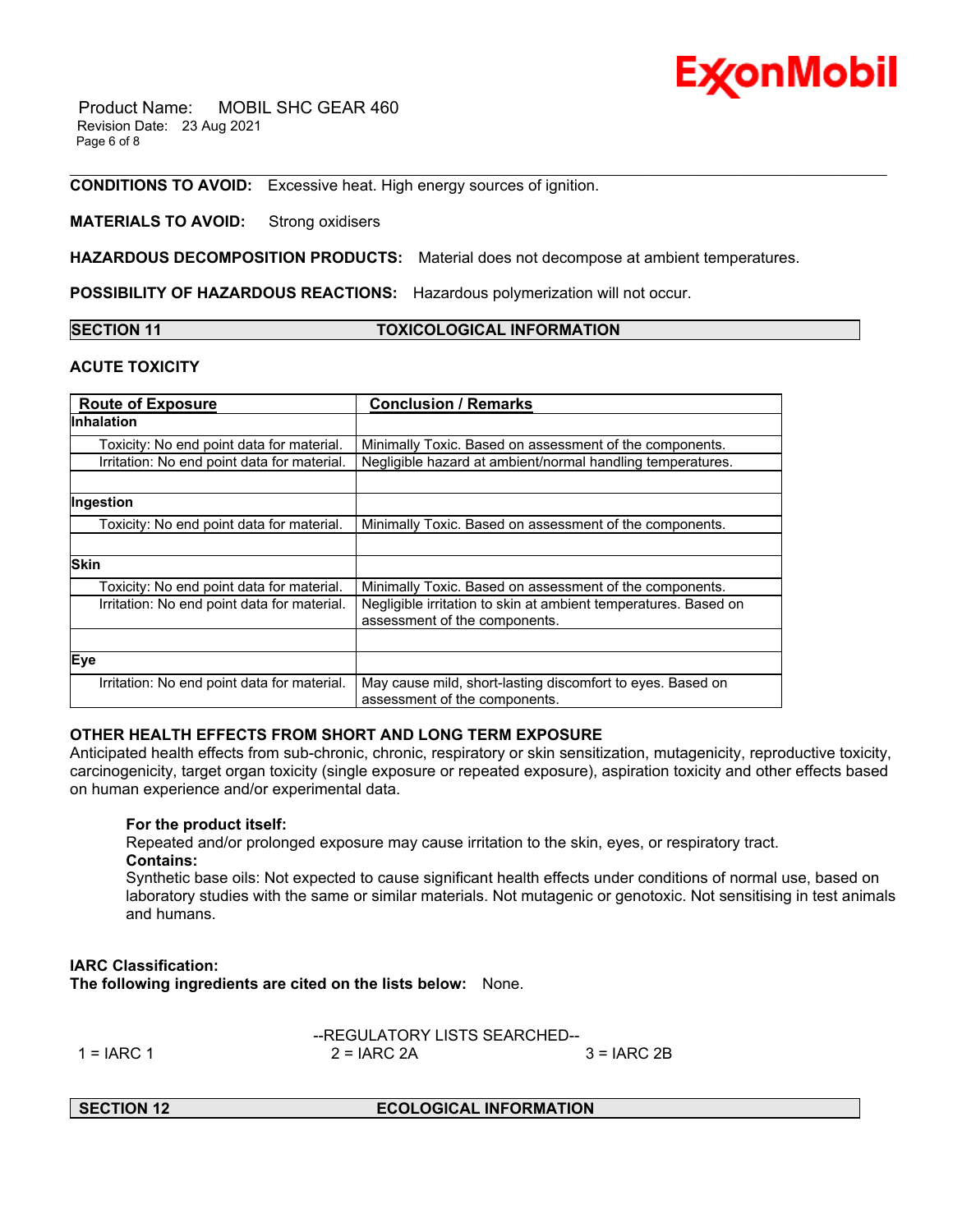**CONDITIONS TO AVOID:** Excessive heat. High energy sources of ignition.

**MATERIALS TO AVOID:** Strong oxidisers

**HAZARDOUS DECOMPOSITION PRODUCTS:** Material does not decompose at ambient temperatures.

**POSSIBILITY OF HAZARDOUS REACTIONS:** Hazardous polymerization will not occur.

## SECTION 11 TOXICOLOGICAL INFORMATION

### ACUTE TOXICITY

| Route of Exposure | Conclusion / Remarks |
|---|---|
| **Inhalation** | |
| Toxicity: No end point data for material. | Minimally Toxic. Based on assessment of the components. |
| Irritation: No end point data for material. | Negligible hazard at ambient/normal handling temperatures. |
| | |
| **Ingestion** | |
| Toxicity: No end point data for material. | Minimally Toxic. Based on assessment of the components. |
| | |
| **Skin** | |
| Toxicity: No end point data for material. | Minimally Toxic. Based on assessment of the components. |
| Irritation: No end point data for material. | Negligible irritation to skin at ambient temperatures. Based on assessment of the components. |
| | |
| **Eye** | |
| Irritation: No end point data for material. | May cause mild, short-lasting discomfort to eyes. Based on assessment of the components. |

### OTHER HEALTH EFFECTS FROM SHORT AND LONG TERM EXPOSURE

Anticipated health effects from sub-chronic, chronic, respiratory or skin sensitization, mutagenicity, reproductive toxicity, carcinogenicity, target organ toxicity (single exposure or repeated exposure), aspiration toxicity and other effects based on human experience and/or experimental data.

**For the product itself:**
Repeated and/or prolonged exposure may cause irritation to the skin, eyes, or respiratory tract.
**Contains:**
Synthetic base oils: Not expected to cause significant health effects under conditions of normal use, based on laboratory studies with the same or similar materials. Not mutagenic or genotoxic. Not sensitising in test animals and humans.

**IARC Classification:**
**The following ingredients are cited on the lists below:** None.

--REGULATORY LISTS SEARCHED--

1 = IARC 1 2 = IARC 2A 3 = IARC 2B

## SECTION 12 ECOLOGICAL INFORMATION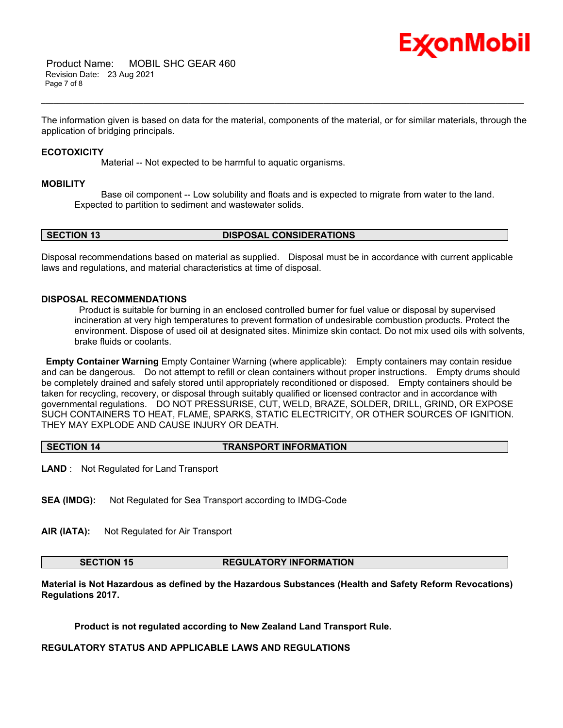The information given is based on data for the material, components of the material, or for similar materials, through the application of bridging principals.

**ECOTOXICITY**

Material -- Not expected to be harmful to aquatic organisms.

**MOBILITY**

Base oil component -- Low solubility and floats and is expected to migrate from water to the land. Expected to partition to sediment and wastewater solids.

## SECTION 13 DISPOSAL CONSIDERATIONS

Disposal recommendations based on material as supplied. Disposal must be in accordance with current applicable laws and regulations, and material characteristics at time of disposal.

**DISPOSAL RECOMMENDATIONS**

Product is suitable for burning in an enclosed controlled burner for fuel value or disposal by supervised incineration at very high temperatures to prevent formation of undesirable combustion products. Protect the environment. Dispose of used oil at designated sites. Minimize skin contact. Do not mix used oils with solvents, brake fluids or coolants.

**Empty Container Warning** Empty Container Warning (where applicable): Empty containers may contain residue and can be dangerous. Do not attempt to refill or clean containers without proper instructions. Empty drums should be completely drained and safely stored until appropriately reconditioned or disposed. Empty containers should be taken for recycling, recovery, or disposal through suitably qualified or licensed contractor and in accordance with governmental regulations. DO NOT PRESSURISE, CUT, WELD, BRAZE, SOLDER, DRILL, GRIND, OR EXPOSE SUCH CONTAINERS TO HEAT, FLAME, SPARKS, STATIC ELECTRICITY, OR OTHER SOURCES OF IGNITION. THEY MAY EXPLODE AND CAUSE INJURY OR DEATH.

## SECTION 14 TRANSPORT INFORMATION

**LAND** : Not Regulated for Land Transport

**SEA (IMDG):** Not Regulated for Sea Transport according to IMDG-Code

**AIR (IATA):** Not Regulated for Air Transport

## SECTION 15 REGULATORY INFORMATION

**Material is Not Hazardous as defined by the Hazardous Substances (Health and Safety Reform Revocations) Regulations 2017.**

**Product is not regulated according to New Zealand Land Transport Rule.**

**REGULATORY STATUS AND APPLICABLE LAWS AND REGULATIONS**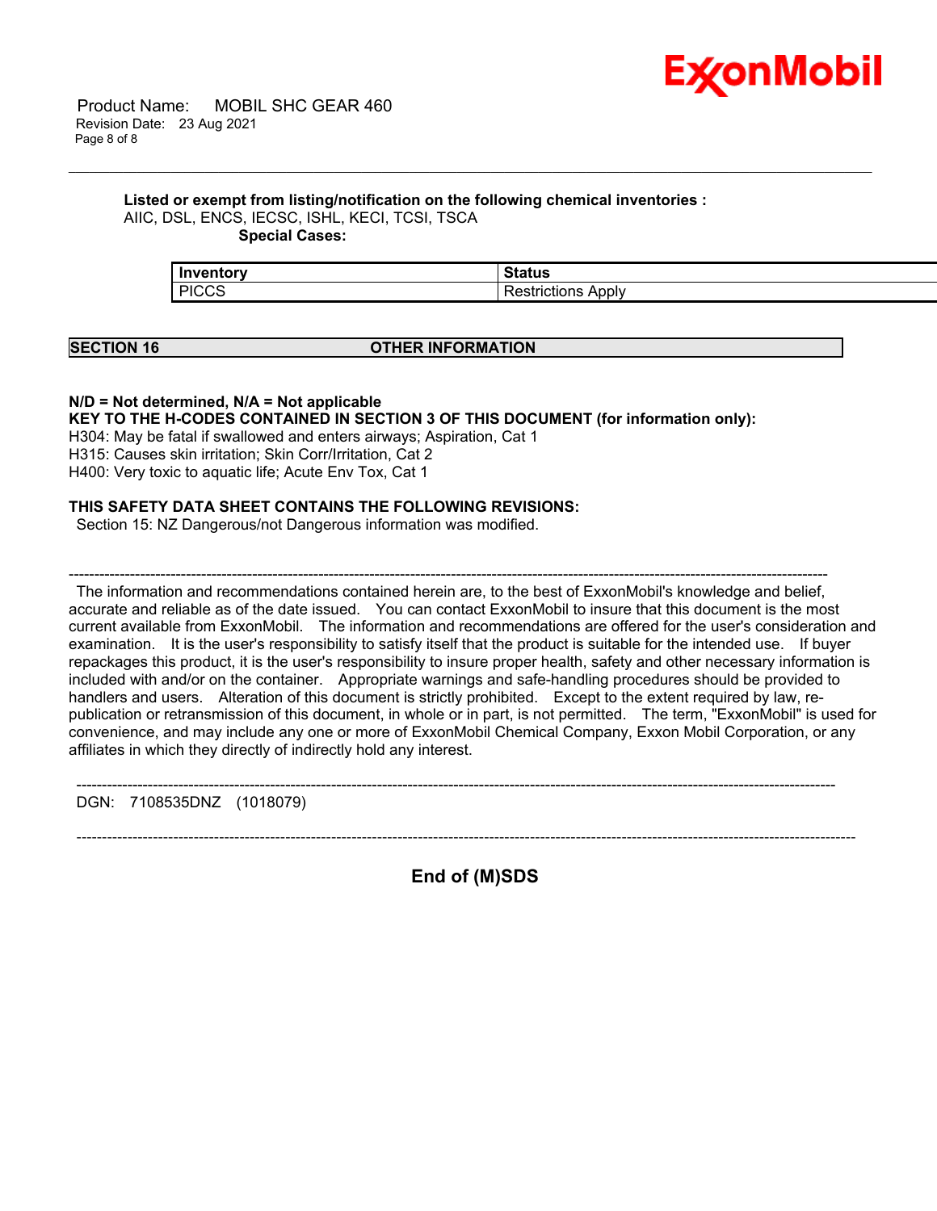**Listed or exempt from listing/notification on the following chemical inventories :**
AIIC, DSL, ENCS, IECSC, ISHL, KECI, TCSI, TSCA

**Special Cases:**

| Inventory | Status |
|---|---|
| PICCS | Restrictions Apply |

## SECTION 16 OTHER INFORMATION

**N/D = Not determined, N/A = Not applicable**

**KEY TO THE H-CODES CONTAINED IN SECTION 3 OF THIS DOCUMENT (for information only):**

H304: May be fatal if swallowed and enters airways; Aspiration, Cat 1
H315: Causes skin irritation; Skin Corr/Irritation, Cat 2
H400: Very toxic to aquatic life; Acute Env Tox, Cat 1

**THIS SAFETY DATA SHEET CONTAINS THE FOLLOWING REVISIONS:**

Section 15: NZ Dangerous/not Dangerous information was modified.

-----------------------------------------------------------------------------------------------------------------------------------------------

The information and recommendations contained herein are, to the best of ExxonMobil's knowledge and belief, accurate and reliable as of the date issued. You can contact ExxonMobil to insure that this document is the most current available from ExxonMobil. The information and recommendations are offered for the user's consideration and examination. It is the user's responsibility to satisfy itself that the product is suitable for the intended use. If buyer repackages this product, it is the user's responsibility to insure proper health, safety and other necessary information is included with and/or on the container. Appropriate warnings and safe-handling procedures should be provided to handlers and users. Alteration of this document is strictly prohibited. Except to the extent required by law, re-publication or retransmission of this document, in whole or in part, is not permitted. The term, "ExxonMobil" is used for convenience, and may include any one or more of ExxonMobil Chemical Company, Exxon Mobil Corporation, or any affiliates in which they directly of indirectly hold any interest.

-----------------------------------------------------------------------------------------------------------------------------------------------

DGN: 7108535DNZ (1018079)

-----------------------------------------------------------------------------------------------------------------------------------------------

**End of (M)SDS**